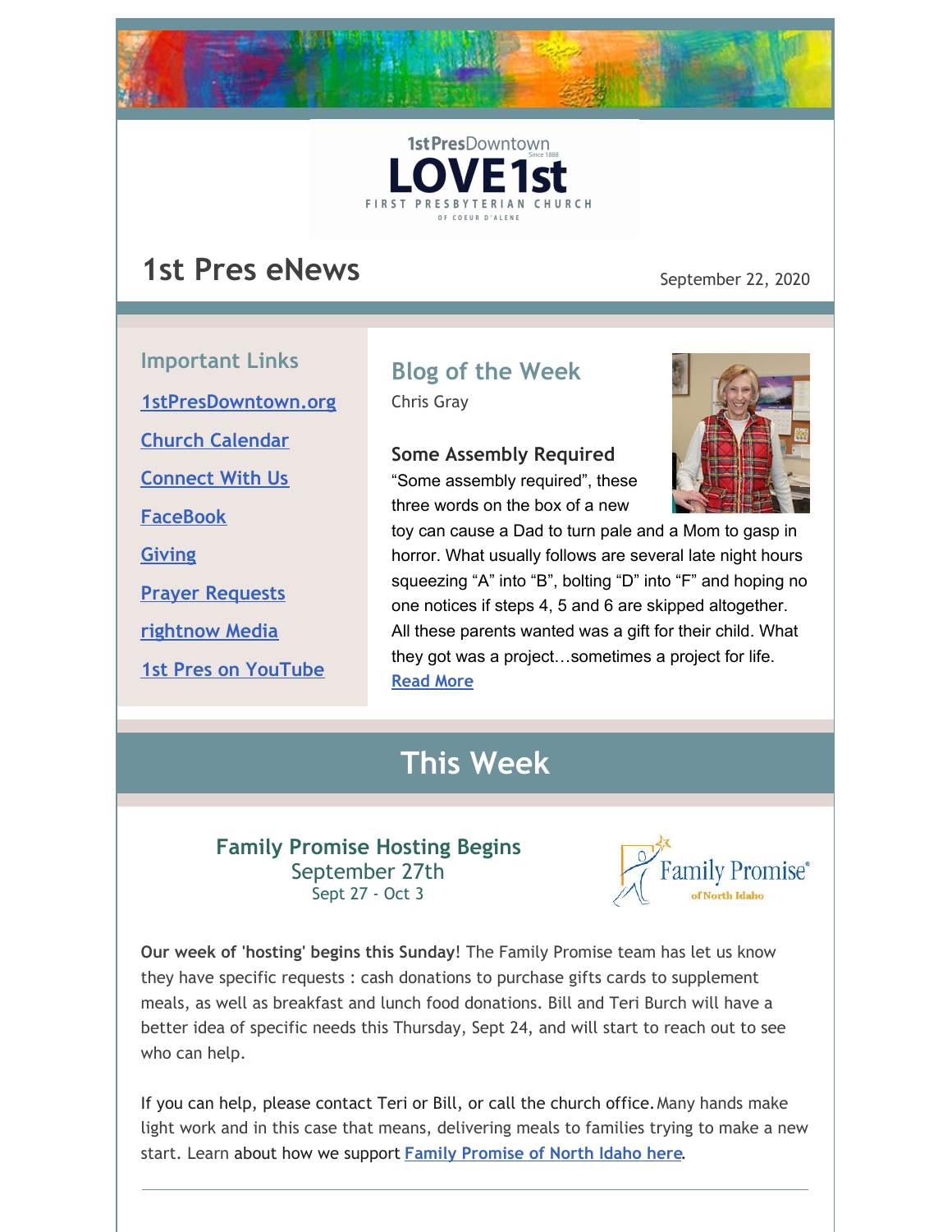1stPresDowntown
LOVE 1st
FIRST PRESBYTERIAN CHURCH
OF COEUR D'ALENE

# 1st Pres eNews

September 22, 2020

### Important Links

- 1stPresDowntown.org
- Church Calendar
- Connect With Us
- FaceBook
- Giving
- Prayer Requests
- rightnow Media
- 1st Pres on YouTube

### Blog of the Week

Chris Gray

**Some Assembly Required**

"Some assembly required", these three words on the box of a new toy can cause a Dad to turn pale and a Mom to gasp in horror. What usually follows are several late night hours squeezing "A" into "B", bolting "D" into "F" and hoping no one notices if steps 4, 5 and 6 are skipped altogether. All these parents wanted was a gift for their child. What they got was a project…sometimes a project for life.
Read More

## This Week

### Family Promise Hosting Begins
September 27th
Sept 27 - Oct 3

Family Promise of North Idaho

**Our week of 'hosting' begins this Sunday**! The Family Promise team has let us know they have specific requests : cash donations to purchase gifts cards to supplement meals, as well as breakfast and lunch food donations. Bill and Teri Burch will have a better idea of specific needs this Thursday, Sept 24, and will start to reach out to see who can help.

If you can help, please contact Teri or Bill, or call the church office. Many hands make light work and in this case that means, delivering meals to families trying to make a new start. Learn about how we support **Family Promise of North Idaho here**.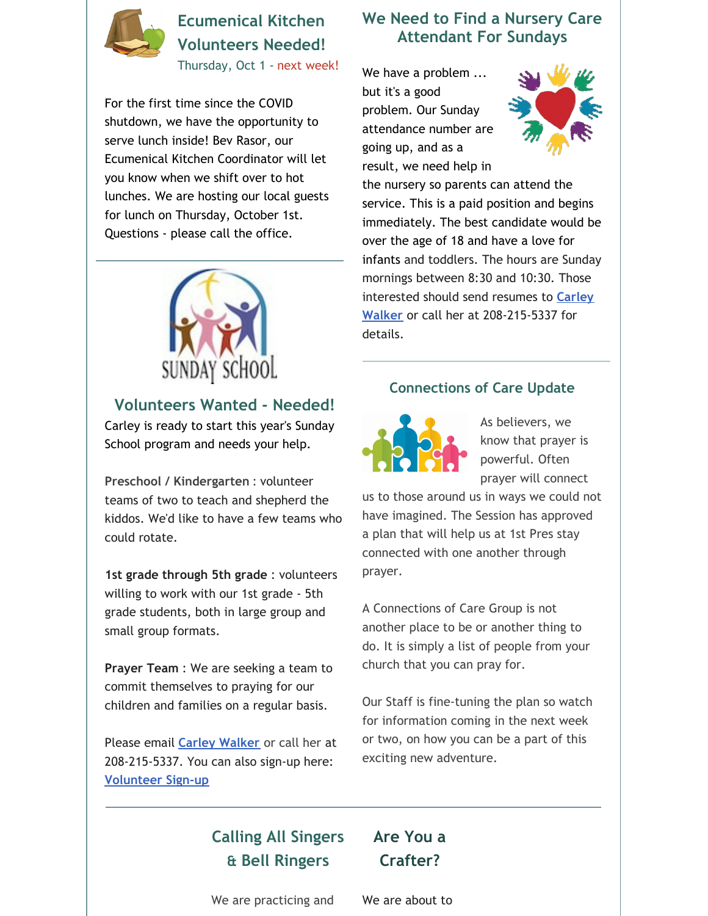## Ecumenical Kitchen Volunteers Needed!

Thursday, Oct 1 - next week!

For the first time since the COVID shutdown, we have the opportunity to serve lunch inside! Bev Rasor, our Ecumenical Kitchen Coordinator will let you know when we shift over to hot lunches. We are hosting our local guests for lunch on Thursday, October 1st. Questions - please call the office.

## Volunteers Wanted - Needed!

Carley is ready to start this year's Sunday School program and needs your help.

**Preschool / Kindergarten** : volunteer teams of two to teach and shepherd the kiddos. We'd like to have a few teams who could rotate.

**1st grade through 5th grade** : volunteers willing to work with our 1st grade - 5th grade students, both in large group and small group formats.

**Prayer Team** : We are seeking a team to commit themselves to praying for our children and families on a regular basis.

Please email Carley Walker or call her at 208-215-5337. You can also sign-up here: Volunteer Sign-up

## We Need to Find a Nursery Care Attendant For Sundays

We have a problem ... but it's a good problem. Our Sunday attendance number are going up, and as a result, we need help in the nursery so parents can attend the service. This is a paid position and begins immediately. The best candidate would be over the age of 18 and have a love for infants and toddlers. The hours are Sunday mornings between 8:30 and 10:30. Those interested should send resumes to Carley Walker or call her at 208-215-5337 for details.

## Connections of Care Update

As believers, we know that prayer is powerful. Often prayer will connect us to those around us in ways we could not have imagined. The Session has approved a plan that will help us at 1st Pres stay connected with one another through prayer.

A Connections of Care Group is not another place to be or another thing to do. It is simply a list of people from your church that you can pray for.

Our Staff is fine-tuning the plan so watch for information coming in the next week or two, on how you can be a part of this exciting new adventure.

## Calling All Singers & Bell Ringers

We are practicing and

## Are You a Crafter?

We are about to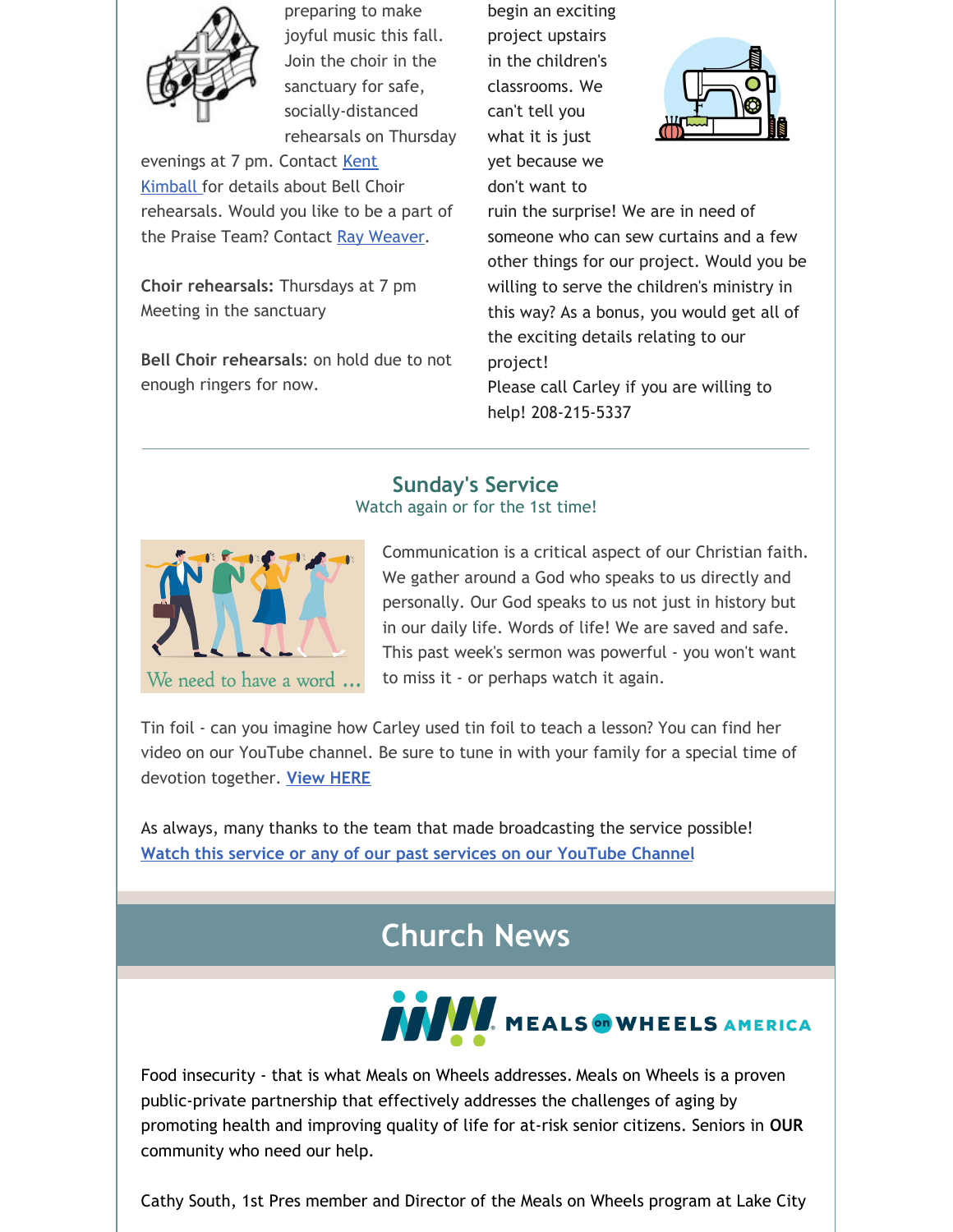preparing to make joyful music this fall. Join the choir in the sanctuary for safe, socially-distanced rehearsals on Thursday evenings at 7 pm. Contact Kent Kimball for details about Bell Choir rehearsals. Would you like to be a part of the Praise Team? Contact Ray Weaver.

**Choir rehearsals:** Thursdays at 7 pm
Meeting in the sanctuary

**Bell Choir rehearsals**: on hold due to not enough ringers for now.

begin an exciting project upstairs in the children's classrooms. We can't tell you what it is just yet because we don't want to ruin the surprise! We are in need of someone who can sew curtains and a few other things for our project. Would you be willing to serve the children's ministry in this way? As a bonus, you would get all of the exciting details relating to our project!
Please call Carley if you are willing to help! 208-215-5337

---

## Sunday's Service

Watch again or for the 1st time!

We need to have a word ...

Communication is a critical aspect of our Christian faith. We gather around a God who speaks to us directly and personally. Our God speaks to us not just in history but in our daily life. Words of life! We are saved and safe. This past week's sermon was powerful - you won't want to miss it - or perhaps watch it again.

Tin foil - can you imagine how Carley used tin foil to teach a lesson? You can find her video on our YouTube channel. Be sure to tune in with your family for a special time of devotion together. **View HERE**

As always, many thanks to the team that made broadcasting the service possible!
**Watch this service or any of our past services on our YouTube Channel**

# Church News

MEALS on WHEELS AMERICA

Food insecurity - that is what Meals on Wheels addresses. Meals on Wheels is a proven public-private partnership that effectively addresses the challenges of aging by promoting health and improving quality of life for at-risk senior citizens. Seniors in **OUR** community who need our help.

Cathy South, 1st Pres member and Director of the Meals on Wheels program at Lake City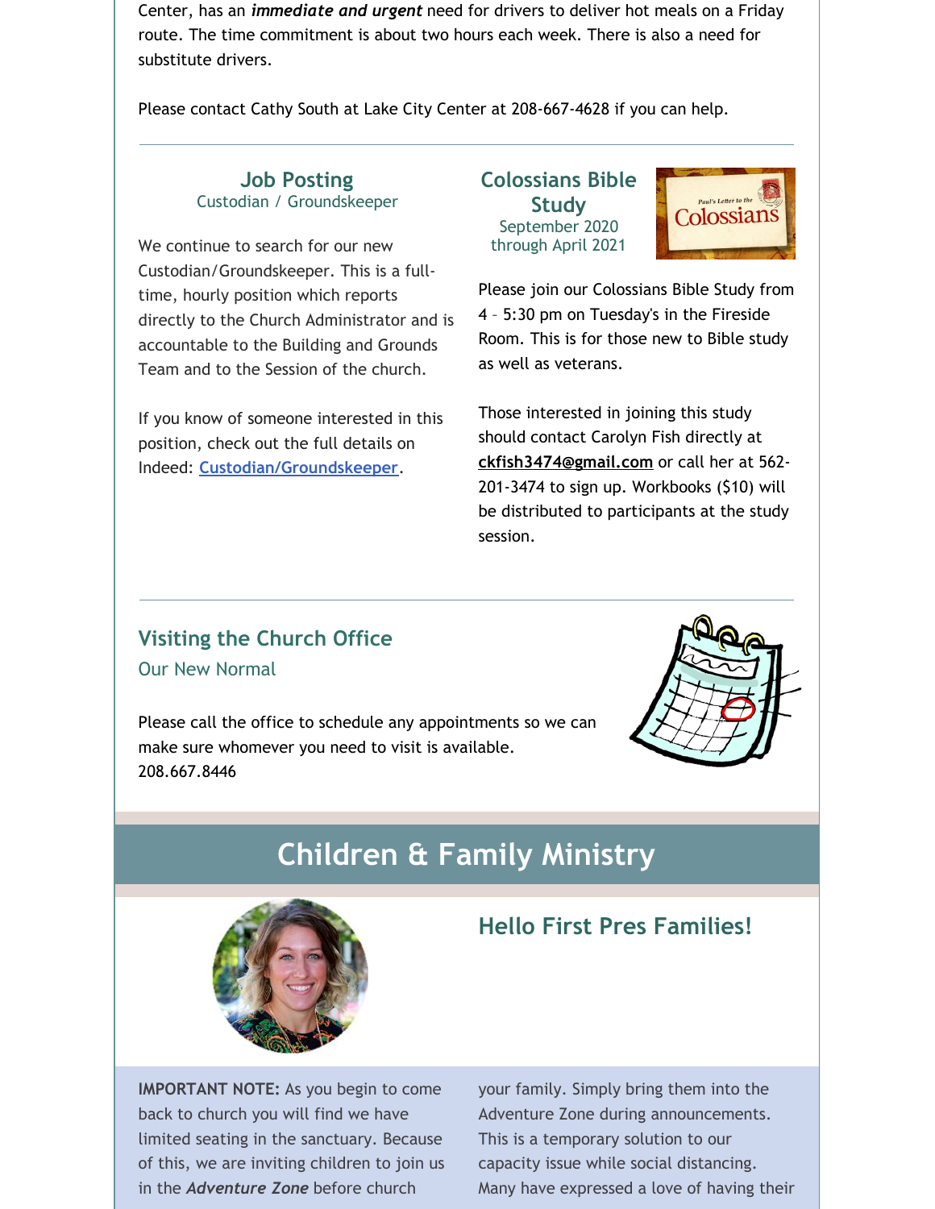Center, has an ***immediate and urgent*** need for drivers to deliver hot meals on a Friday route. The time commitment is about two hours each week. There is also a need for substitute drivers.

Please contact Cathy South at Lake City Center at 208-667-4628 if you can help.

---

### Job Posting
Custodian / Groundskeeper

We continue to search for our new Custodian/Groundskeeper. This is a full-time, hourly position which reports directly to the Church Administrator and is accountable to the Building and Grounds Team and to the Session of the church.

If you know of someone interested in this position, check out the full details on Indeed: **Custodian/Groundskeeper**.

### Colossians Bible Study
September 2020 through April 2021

Please join our Colossians Bible Study from 4 – 5:30 pm on Tuesday's in the Fireside Room. This is for those new to Bible study as well as veterans.

Those interested in joining this study should contact Carolyn Fish directly at **ckfish3474@gmail.com** or call her at 562-201-3474 to sign up. Workbooks ($10) will be distributed to participants at the study session.

---

### Visiting the Church Office
Our New Normal

Please call the office to schedule any appointments so we can make sure whomever you need to visit is available. 208.667.8446

## Children & Family Ministry

### Hello First Pres Families!

**IMPORTANT NOTE:** As you begin to come back to church you will find we have limited seating in the sanctuary. Because of this, we are inviting children to join us in the ***Adventure Zone*** before church your family. Simply bring them into the Adventure Zone during announcements. This is a temporary solution to our capacity issue while social distancing. Many have expressed a love of having their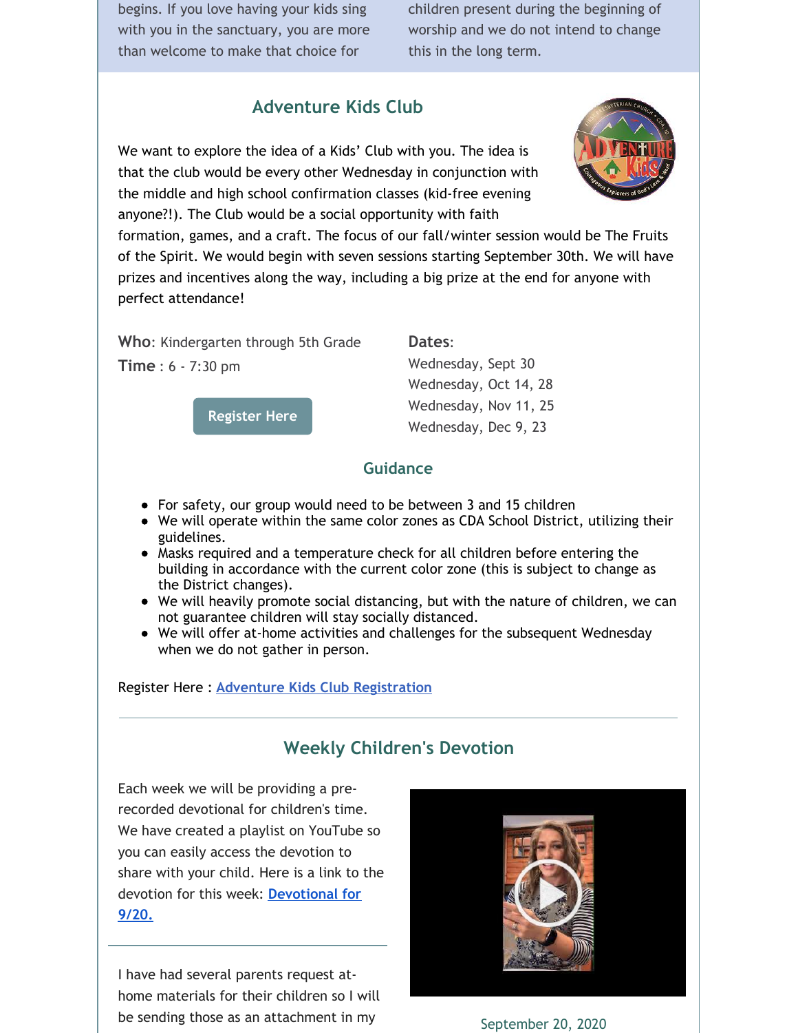begins. If you love having your kids sing with you in the sanctuary, you are more than welcome to make that choice for

children present during the beginning of worship and we do not intend to change this in the long term.

## Adventure Kids Club

We want to explore the idea of a Kids' Club with you. The idea is that the club would be every other Wednesday in conjunction with the middle and high school confirmation classes (kid-free evening anyone?!). The Club would be a social opportunity with faith formation, games, and a craft. The focus of our fall/winter session would be The Fruits of the Spirit. We would begin with seven sessions starting September 30th. We will have prizes and incentives along the way, including a big prize at the end for anyone with perfect attendance!

**Who**: Kindergarten through 5th Grade

**Time** : 6 - 7:30 pm

Register Here

**Dates**:

Wednesday, Sept 30

Wednesday, Oct 14, 28

Wednesday, Nov 11, 25

Wednesday, Dec 9, 23

### Guidance

- For safety, our group would need to be between 3 and 15 children
- We will operate within the same color zones as CDA School District, utilizing their guidelines.
- Masks required and a temperature check for all children before entering the building in accordance with the current color zone (this is subject to change as the District changes).
- We will heavily promote social distancing, but with the nature of children, we can not guarantee children will stay socially distanced.
- We will offer at-home activities and challenges for the subsequent Wednesday when we do not gather in person.

Register Here : [Adventure Kids Club Registration]

## Weekly Children's Devotion

Each week we will be providing a pre-recorded devotional for children's time. We have created a playlist on YouTube so you can easily access the devotion to share with your child. Here is a link to the devotion for this week: [Devotional for 9/20.]

September 20, 2020

I have had several parents request at-home materials for their children so I will be sending those as an attachment in my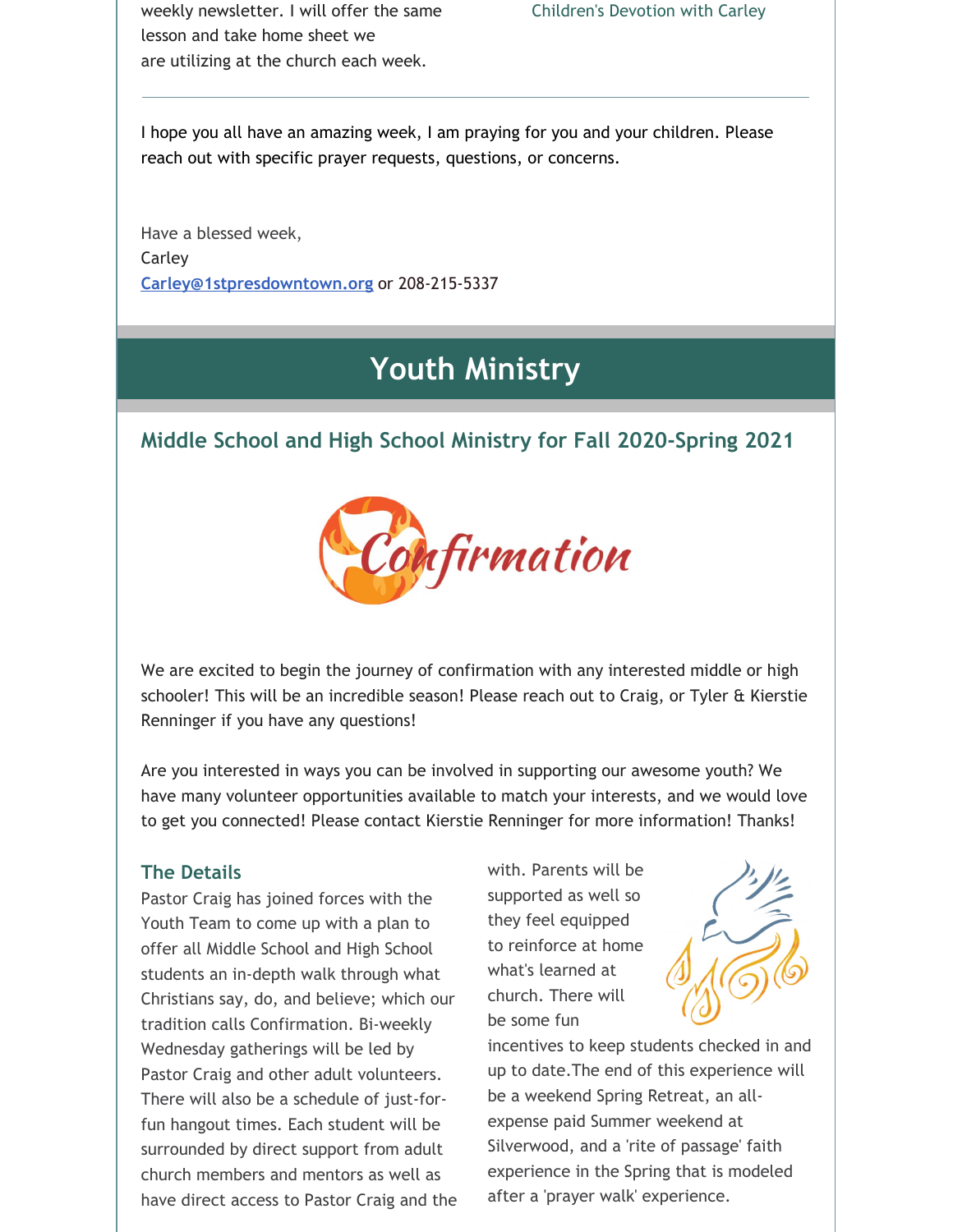weekly newsletter. I will offer the same lesson and take home sheet we are utilizing at the church each week.

Children's Devotion with Carley

---

I hope you all have an amazing week, I am praying for you and your children. Please reach out with specific prayer requests, questions, or concerns.

Have a blessed week,
Carley
Carley@1stpresdowntown.org or 208-215-5337

# Youth Ministry

## Middle School and High School Ministry for Fall 2020-Spring 2021

Confirmation

We are excited to begin the journey of confirmation with any interested middle or high schooler! This will be an incredible season! Please reach out to Craig, or Tyler & Kierstie Renninger if you have any questions!

Are you interested in ways you can be involved in supporting our awesome youth? We have many volunteer opportunities available to match your interests, and we would love to get you connected! Please contact Kierstie Renninger for more information! Thanks!

### The Details

Pastor Craig has joined forces with the Youth Team to come up with a plan to offer all Middle School and High School students an in-depth walk through what Christians say, do, and believe; which our tradition calls Confirmation. Bi-weekly Wednesday gatherings will be led by Pastor Craig and other adult volunteers. There will also be a schedule of just-for-fun hangout times. Each student will be surrounded by direct support from adult church members and mentors as well as have direct access to Pastor Craig and the with. Parents will be supported as well so they feel equipped to reinforce at home what's learned at church. There will be some fun incentives to keep students checked in and up to date.The end of this experience will be a weekend Spring Retreat, an all-expense paid Summer weekend at Silverwood, and a 'rite of passage' faith experience in the Spring that is modeled after a 'prayer walk' experience.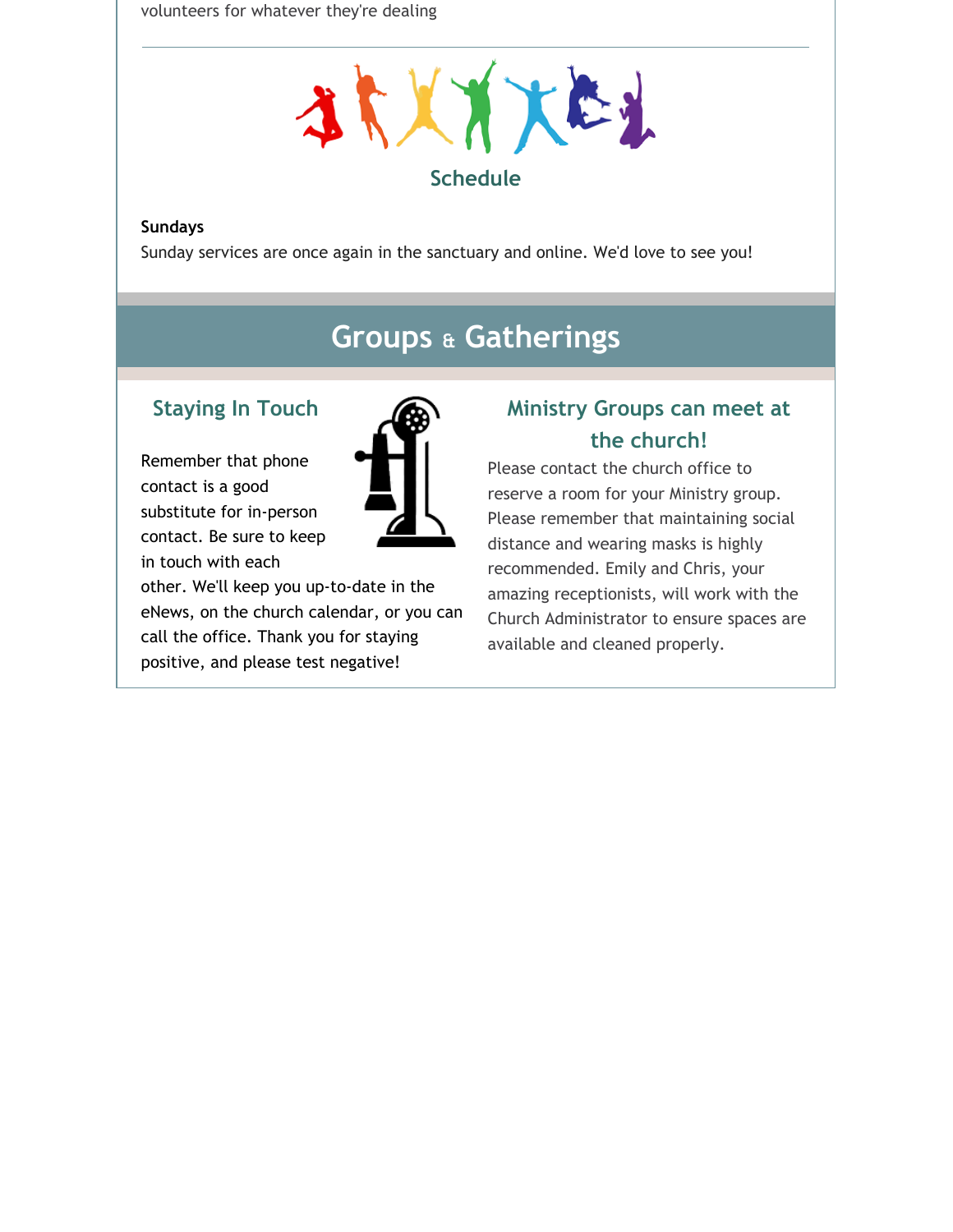volunteers for whatever they're dealing

## Schedule

**Sundays**
Sunday services are once again in the sanctuary and online. We'd love to see you!

# Groups & Gatherings

### Staying In Touch

Remember that phone contact is a good substitute for in-person contact. Be sure to keep in touch with each other. We'll keep you up-to-date in the eNews, on the church calendar, or you can call the office. Thank you for staying positive, and please test negative!

### Ministry Groups can meet at the church!

Please contact the church office to reserve a room for your Ministry group. Please remember that maintaining social distance and wearing masks is highly recommended. Emily and Chris, your amazing receptionists, will work with the Church Administrator to ensure spaces are available and cleaned properly.